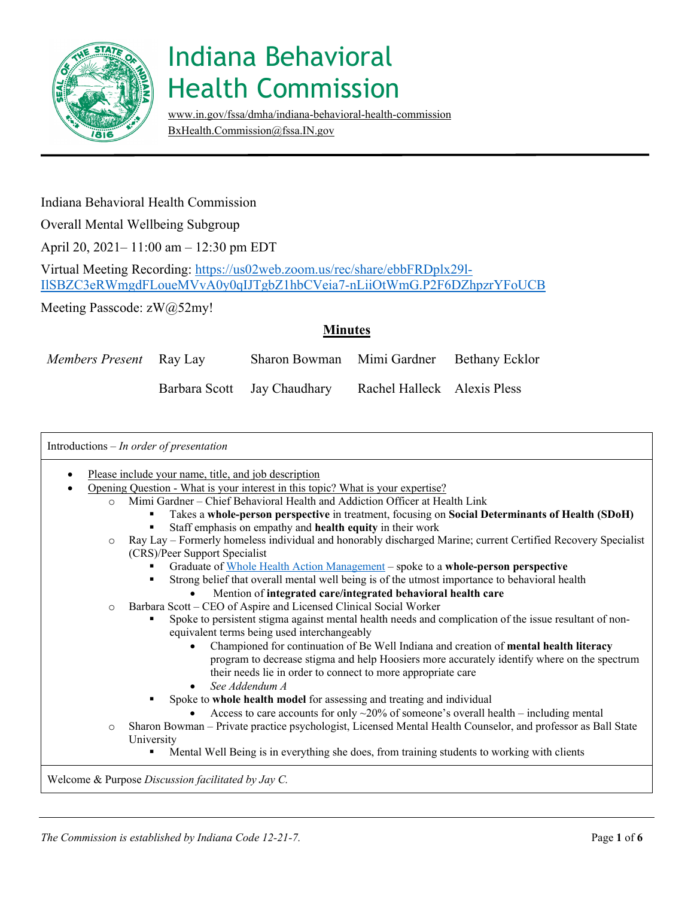# Indiana Behavioral Health Commission

www.in.gov/fssa/dmha/indiana-behavioral-health-commission
BxHealth.Commission@fssa.IN.gov

Indiana Behavioral Health Commission

Overall Mental Wellbeing Subgroup

April 20, 2021– 11:00 am – 12:30 pm EDT

Virtual Meeting Recording: https://us02web.zoom.us/rec/share/ebbFRDplx29l-IlSBZC3eRWmgdFLoueMVvA0y0qIJTgbZ1hbCVeia7-nLiiOtWmG.P2F6DZhpzrYFoUCB

Meeting Passcode: zW@52my!

## Minutes

| *Members Present* | Ray Lay | Sharon Bowman | Mimi Gardner | Bethany Ecklor |
|---|---|---|---|---|
| | Barbara Scott | Jay Chaudhary | Rachel Halleck | Alexis Pless |

Introductions – *In order of presentation*

- Please include your name, title, and job description
- Opening Question - What is your interest in this topic? What is your expertise?
  - Mimi Gardner – Chief Behavioral Health and Addiction Officer at Health Link
    - Takes a **whole-person perspective** in treatment, focusing on **Social Determinants of Health (SDoH)**
    - Staff emphasis on empathy and **health equity** in their work
  - Ray Lay – Formerly homeless individual and honorably discharged Marine; current Certified Recovery Specialist (CRS)/Peer Support Specialist
    - Graduate of Whole Health Action Management – spoke to a **whole-person perspective**
    - Strong belief that overall mental well being is of the utmost importance to behavioral health
      - Mention of **integrated care/integrated behavioral health care**
  - Barbara Scott – CEO of Aspire and Licensed Clinical Social Worker
    - Spoke to persistent stigma against mental health needs and complication of the issue resultant of non-equivalent terms being used interchangeably
      - Championed for continuation of Be Well Indiana and creation of **mental health literacy** program to decrease stigma and help Hoosiers more accurately identify where on the spectrum their needs lie in order to connect to more appropriate care
      - *See Addendum A*
    - Spoke to **whole health model** for assessing and treating and individual
      - Access to care accounts for only ~20% of someone's overall health – including mental
  - Sharon Bowman – Private practice psychologist, Licensed Mental Health Counselor, and professor as Ball State University
    - Mental Well Being is in everything she does, from training students to working with clients

Welcome & Purpose *Discussion facilitated by Jay C.*

*The Commission is established by Indiana Code 12-21-7.*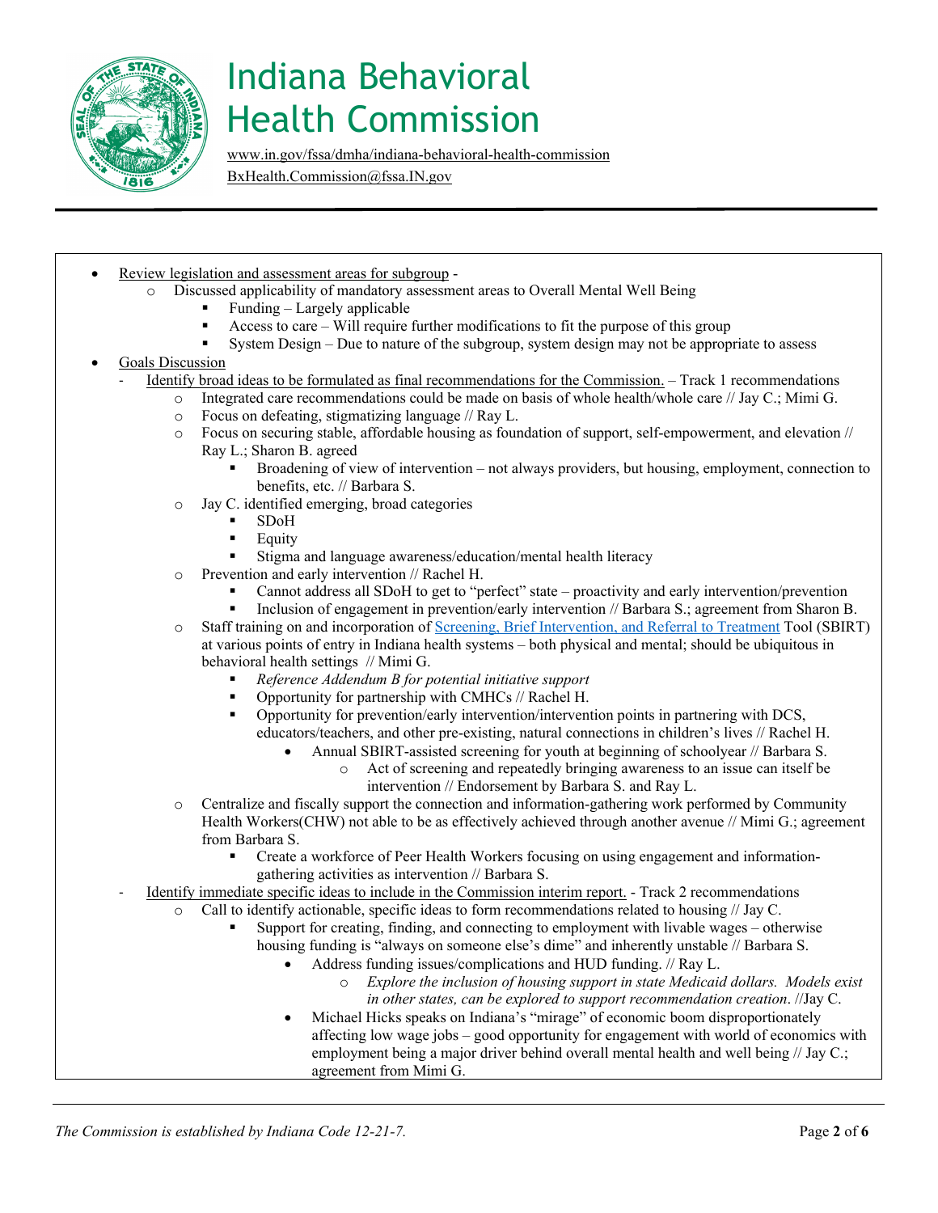# Indiana Behavioral Health Commission

www.in.gov/fssa/dmha/indiana-behavioral-health-commission
BxHealth.Commission@fssa.IN.gov

- Review legislation and assessment areas for subgroup -
  - Discussed applicability of mandatory assessment areas to Overall Mental Well Being
    - Funding – Largely applicable
    - Access to care – Will require further modifications to fit the purpose of this group
    - System Design – Due to nature of the subgroup, system design may not be appropriate to assess
- Goals Discussion
  - Identify broad ideas to be formulated as final recommendations for the Commission. – Track 1 recommendations
    - Integrated care recommendations could be made on basis of whole health/whole care // Jay C.; Mimi G.
    - Focus on defeating, stigmatizing language // Ray L.
    - Focus on securing stable, affordable housing as foundation of support, self-empowerment, and elevation // Ray L.; Sharon B. agreed
      - Broadening of view of intervention – not always providers, but housing, employment, connection to benefits, etc. // Barbara S.
    - Jay C. identified emerging, broad categories
      - SDoH
      - Equity
      - Stigma and language awareness/education/mental health literacy
    - Prevention and early intervention // Rachel H.
      - Cannot address all SDoH to get to "perfect" state – proactivity and early intervention/prevention
      - Inclusion of engagement in prevention/early intervention // Barbara S.; agreement from Sharon B.
    - Staff training on and incorporation of Screening, Brief Intervention, and Referral to Treatment Tool (SBIRT) at various points of entry in Indiana health systems – both physical and mental; should be ubiquitous in behavioral health settings // Mimi G.
      - *Reference Addendum B for potential initiative support*
      - Opportunity for partnership with CMHCs // Rachel H.
      - Opportunity for prevention/early intervention/intervention points in partnering with DCS, educators/teachers, and other pre-existing, natural connections in children's lives // Rachel H.
        - Annual SBIRT-assisted screening for youth at beginning of schoolyear // Barbara S.
          - Act of screening and repeatedly bringing awareness to an issue can itself be intervention // Endorsement by Barbara S. and Ray L.
    - Centralize and fiscally support the connection and information-gathering work performed by Community Health Workers(CHW) not able to be as effectively achieved through another avenue // Mimi G.; agreement from Barbara S.
      - Create a workforce of Peer Health Workers focusing on using engagement and information-gathering activities as intervention // Barbara S.
  - Identify immediate specific ideas to include in the Commission interim report. - Track 2 recommendations
    - Call to identify actionable, specific ideas to form recommendations related to housing // Jay C.
      - Support for creating, finding, and connecting to employment with livable wages – otherwise housing funding is "always on someone else's dime" and inherently unstable // Barbara S.
        - Address funding issues/complications and HUD funding. // Ray L.
          - *Explore the inclusion of housing support in state Medicaid dollars. Models exist in other states, can be explored to support recommendation creation*. //Jay C.
        - Michael Hicks speaks on Indiana's "mirage" of economic boom disproportionately affecting low wage jobs – good opportunity for engagement with world of economics with employment being a major driver behind overall mental health and well being // Jay C.; agreement from Mimi G.

*The Commission is established by Indiana Code 12-21-7.*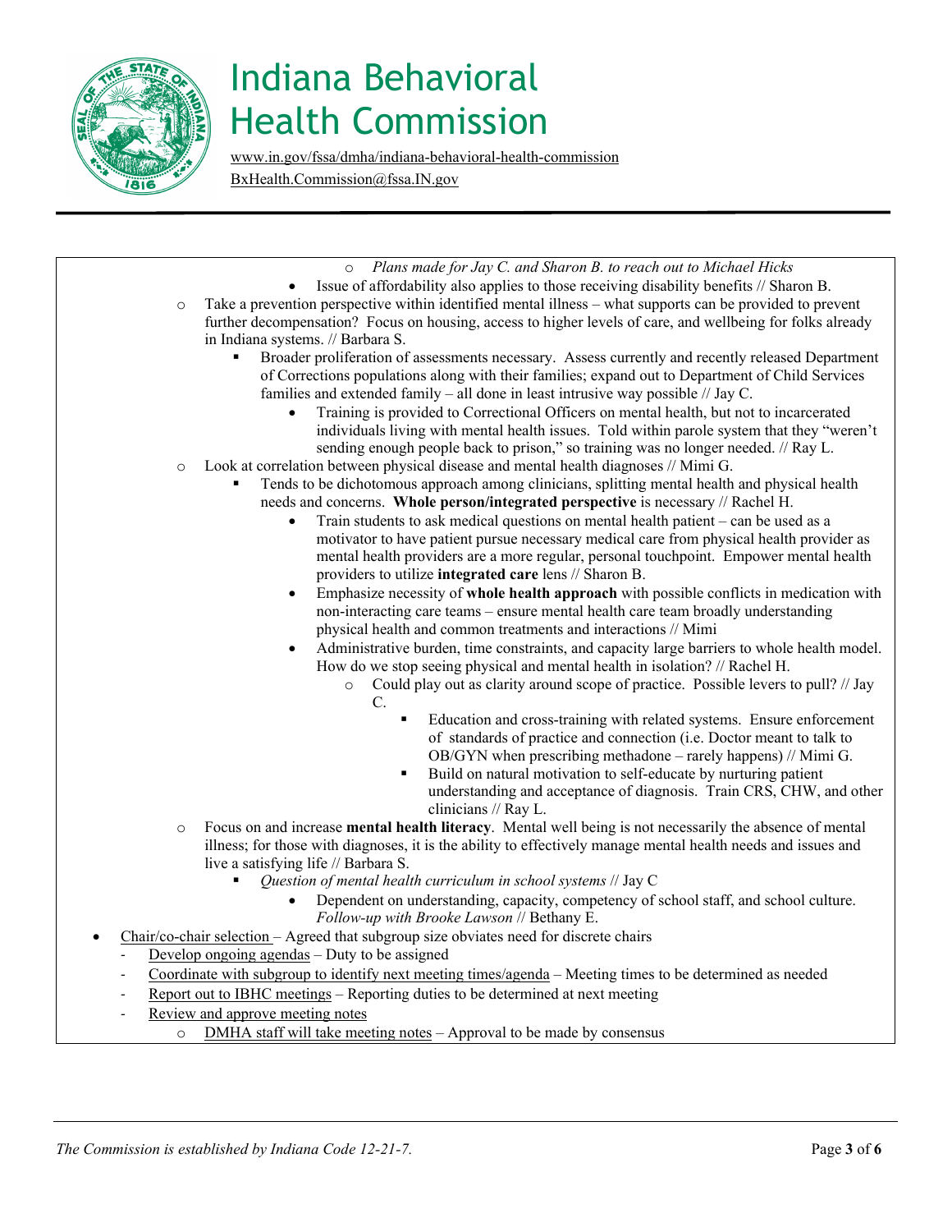# Indiana Behavioral Health Commission

www.in.gov/fssa/dmha/indiana-behavioral-health-commission
BxHealth.Commission@fssa.IN.gov

- *Plans made for Jay C. and Sharon B. to reach out to Michael Hicks*
  - Issue of affordability also applies to those receiving disability benefits // Sharon B.
- Take a prevention perspective within identified mental illness – what supports can be provided to prevent further decompensation? Focus on housing, access to higher levels of care, and wellbeing for folks already in Indiana systems. // Barbara S.
  - Broader proliferation of assessments necessary. Assess currently and recently released Department of Corrections populations along with their families; expand out to Department of Child Services families and extended family – all done in least intrusive way possible // Jay C.
    - Training is provided to Correctional Officers on mental health, but not to incarcerated individuals living with mental health issues. Told within parole system that they "weren't sending enough people back to prison," so training was no longer needed. // Ray L.
- Look at correlation between physical disease and mental health diagnoses // Mimi G.
  - Tends to be dichotomous approach among clinicians, splitting mental health and physical health needs and concerns. **Whole person/integrated perspective** is necessary // Rachel H.
    - Train students to ask medical questions on mental health patient – can be used as a motivator to have patient pursue necessary medical care from physical health provider as mental health providers are a more regular, personal touchpoint. Empower mental health providers to utilize **integrated care** lens // Sharon B.
    - Emphasize necessity of **whole health approach** with possible conflicts in medication with non-interacting care teams – ensure mental health care team broadly understanding physical health and common treatments and interactions // Mimi
    - Administrative burden, time constraints, and capacity large barriers to whole health model. How do we stop seeing physical and mental health in isolation? // Rachel H.
      - Could play out as clarity around scope of practice. Possible levers to pull? // Jay C.
        - Education and cross-training with related systems. Ensure enforcement of standards of practice and connection (i.e. Doctor meant to talk to OB/GYN when prescribing methadone – rarely happens) // Mimi G.
        - Build on natural motivation to self-educate by nurturing patient understanding and acceptance of diagnosis. Train CRS, CHW, and other clinicians // Ray L.
- Focus on and increase **mental health literacy**. Mental well being is not necessarily the absence of mental illness; for those with diagnoses, it is the ability to effectively manage mental health needs and issues and live a satisfying life // Barbara S.
  - *Question of mental health curriculum in school systems* // Jay C
    - Dependent on understanding, capacity, competency of school staff, and school culture. *Follow-up with Brooke Lawson* // Bethany E.

- Chair/co-chair selection – Agreed that subgroup size obviates need for discrete chairs
  - Develop ongoing agendas – Duty to be assigned
  - Coordinate with subgroup to identify next meeting times/agenda – Meeting times to be determined as needed
  - Report out to IBHC meetings – Reporting duties to be determined at next meeting
  - Review and approve meeting notes
    - DMHA staff will take meeting notes – Approval to be made by consensus

*The Commission is established by Indiana Code 12-21-7.*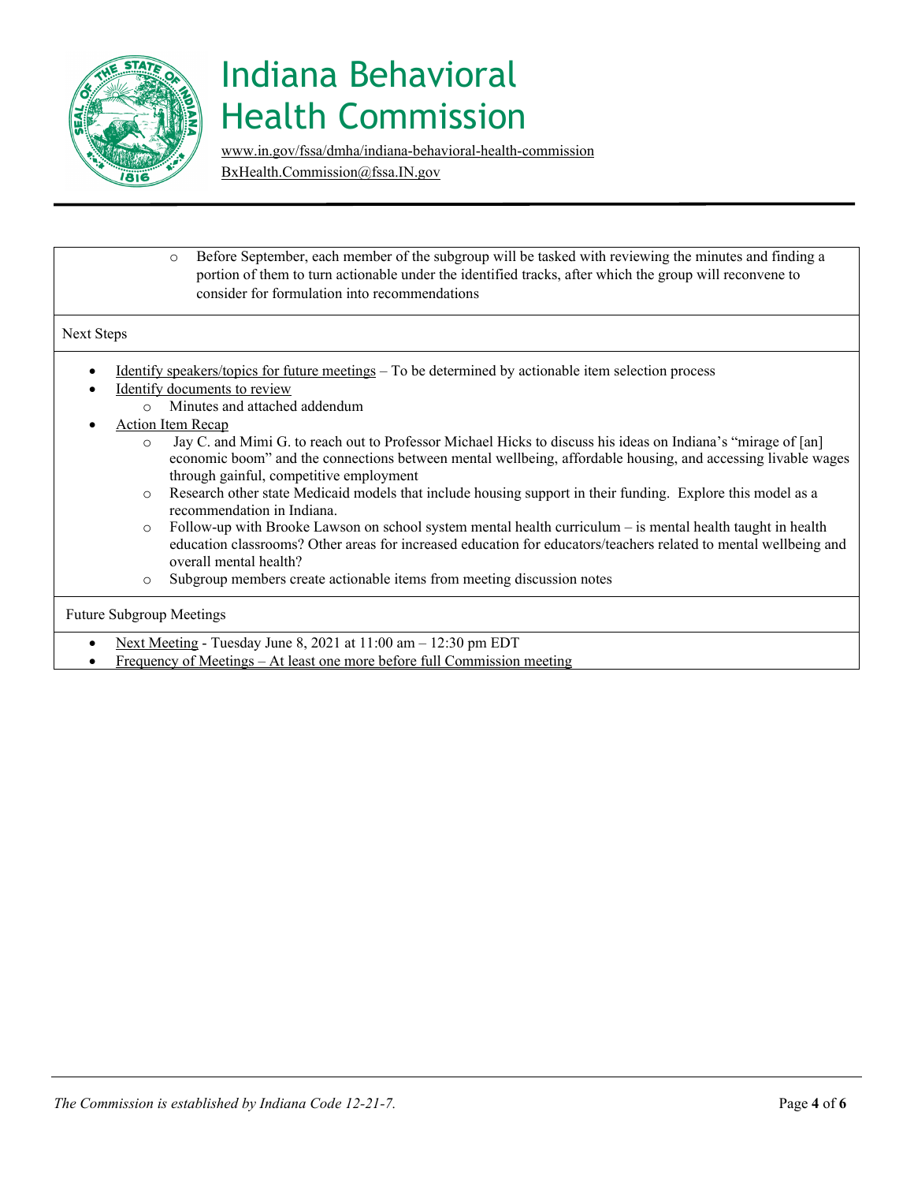# Indiana Behavioral Health Commission

www.in.gov/fssa/dmha/indiana-behavioral-health-commission
BxHealth.Commission@fssa.IN.gov

- Before September, each member of the subgroup will be tasked with reviewing the minutes and finding a portion of them to turn actionable under the identified tracks, after which the group will reconvene to consider for formulation into recommendations

Next Steps

- Identify speakers/topics for future meetings – To be determined by actionable item selection process
- Identify documents to review
  - Minutes and attached addendum
- Action Item Recap
  - Jay C. and Mimi G. to reach out to Professor Michael Hicks to discuss his ideas on Indiana's "mirage of [an] economic boom" and the connections between mental wellbeing, affordable housing, and accessing livable wages through gainful, competitive employment
  - Research other state Medicaid models that include housing support in their funding. Explore this model as a recommendation in Indiana.
  - Follow-up with Brooke Lawson on school system mental health curriculum – is mental health taught in health education classrooms? Other areas for increased education for educators/teachers related to mental wellbeing and overall mental health?
  - Subgroup members create actionable items from meeting discussion notes

Future Subgroup Meetings

- Next Meeting - Tuesday June 8, 2021 at 11:00 am – 12:30 pm EDT
- Frequency of Meetings – At least one more before full Commission meeting

*The Commission is established by Indiana Code 12-21-7.*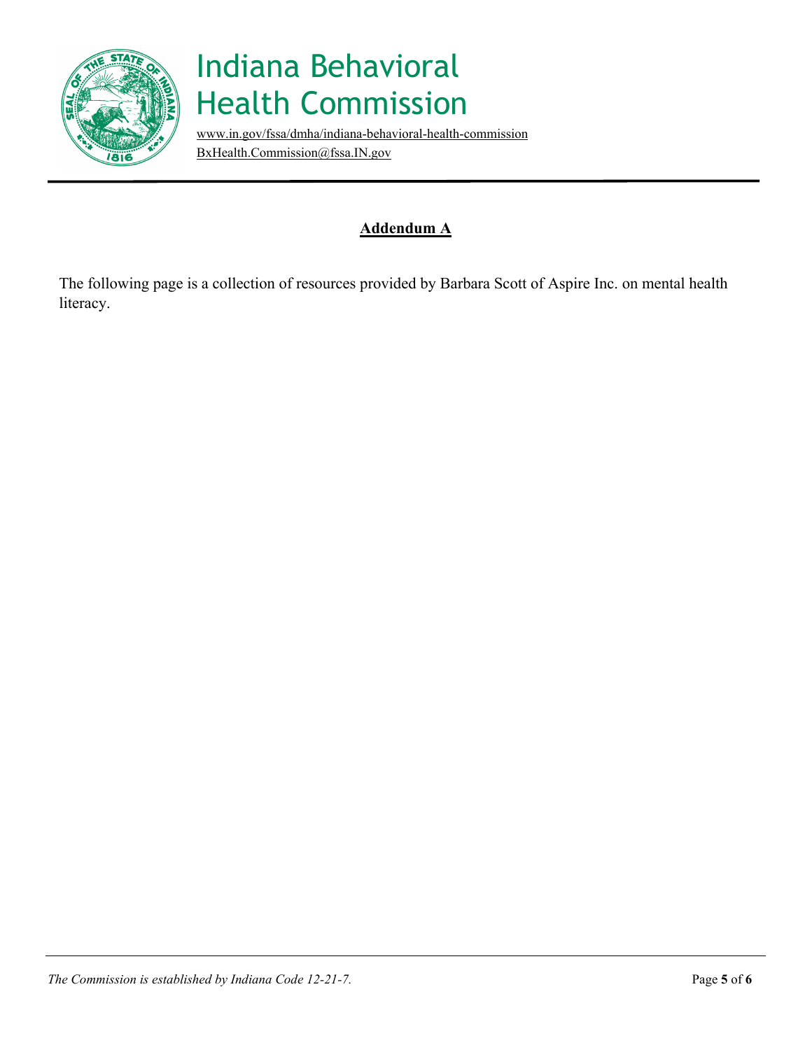# Indiana Behavioral Health Commission

www.in.gov/fssa/dmha/indiana-behavioral-health-commission
BxHealth.Commission@fssa.IN.gov

## Addendum A

The following page is a collection of resources provided by Barbara Scott of Aspire Inc. on mental health literacy.

*The Commission is established by Indiana Code 12-21-7.*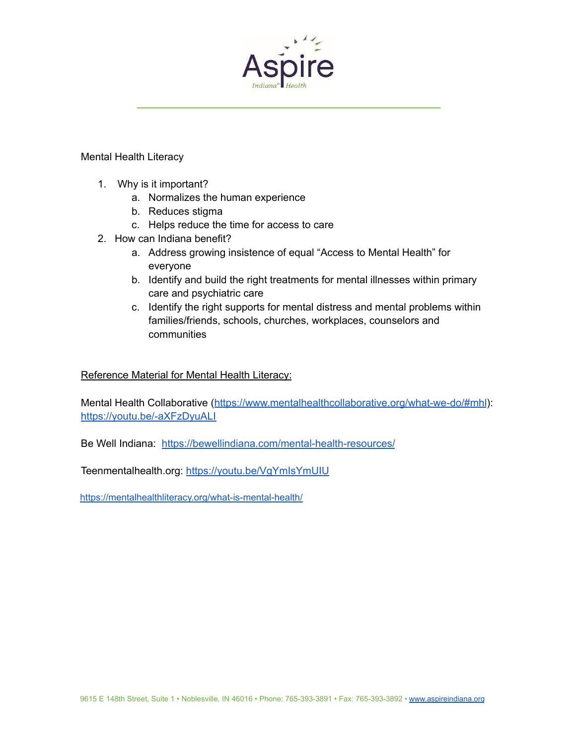Aspire Indiana Health

Mental Health Literacy

1. Why is it important?
   a. Normalizes the human experience
   b. Reduces stigma
   c. Helps reduce the time for access to care
2. How can Indiana benefit?
   a. Address growing insistence of equal "Access to Mental Health" for everyone
   b. Identify and build the right treatments for mental illnesses within primary care and psychiatric care
   c. Identify the right supports for mental distress and mental problems within families/friends, schools, churches, workplaces, counselors and communities

<u>Reference Material for Mental Health Literacy:</u>

Mental Health Collaborative (https://www.mentalhealthcollaborative.org/what-we-do/#mhl): https://youtu.be/-aXFzDyuALI

Be Well Indiana: https://bewellindiana.com/mental-health-resources/

Teenmentalhealth.org: https://youtu.be/VgYmIsYmUIU

https://mentalhealthliteracy.org/what-is-mental-health/

9615 E 148th Street, Suite 1 • Noblesville, IN 46016 • Phone: 765-393-3891 • Fax: 765-393-3892 • www.aspireindiana.org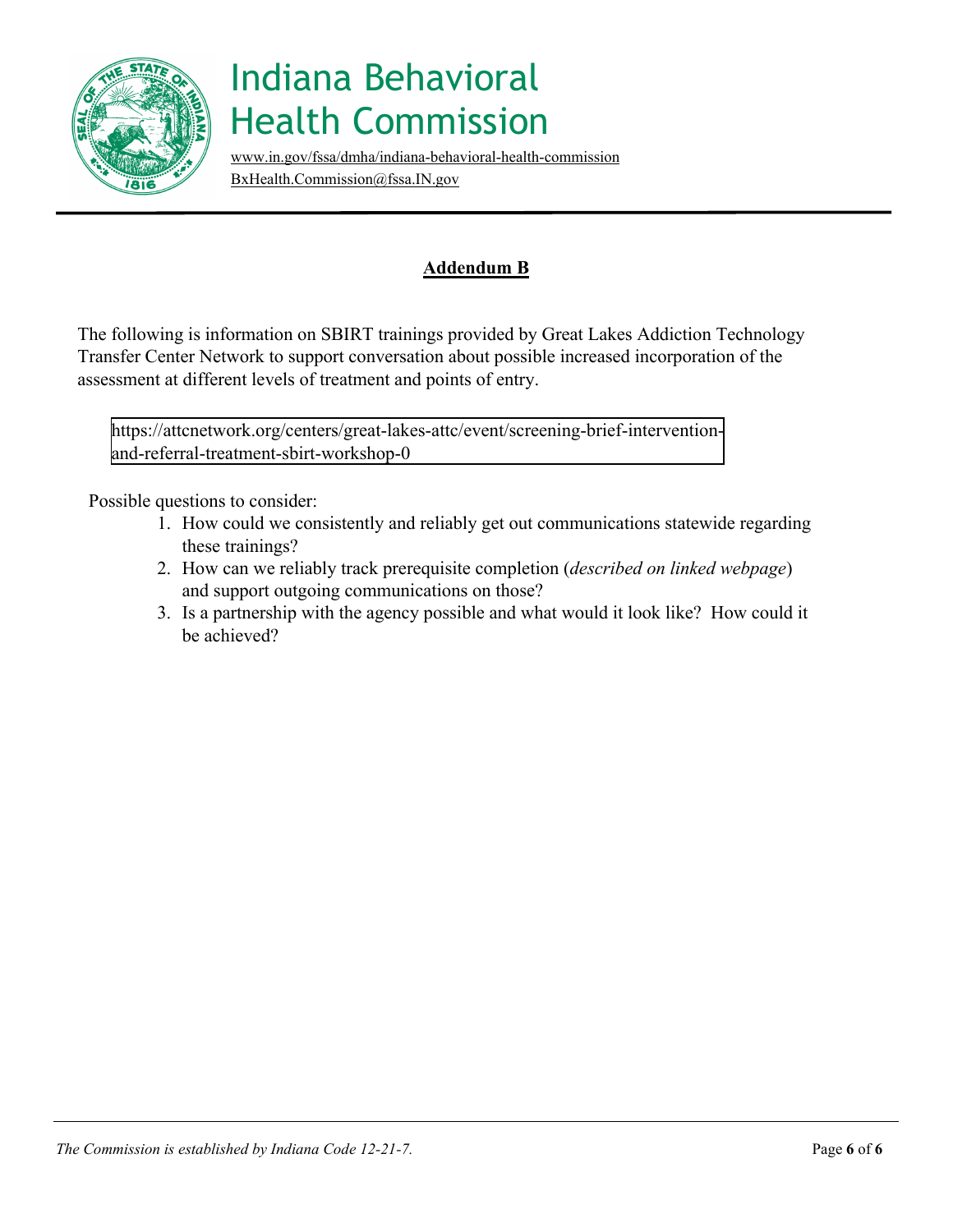# Indiana Behavioral Health Commission

www.in.gov/fssa/dmha/indiana-behavioral-health-commission
BxHealth.Commission@fssa.IN.gov

## **Addendum B**

The following is information on SBIRT trainings provided by Great Lakes Addiction Technology Transfer Center Network to support conversation about possible increased incorporation of the assessment at different levels of treatment and points of entry.

https://attcnetwork.org/centers/great-lakes-attc/event/screening-brief-intervention-and-referral-treatment-sbirt-workshop-0

Possible questions to consider:

1. How could we consistently and reliably get out communications statewide regarding these trainings?
2. How can we reliably track prerequisite completion (*described on linked webpage*) and support outgoing communications on those?
3. Is a partnership with the agency possible and what would it look like? How could it be achieved?

*The Commission is established by Indiana Code 12-21-7.*